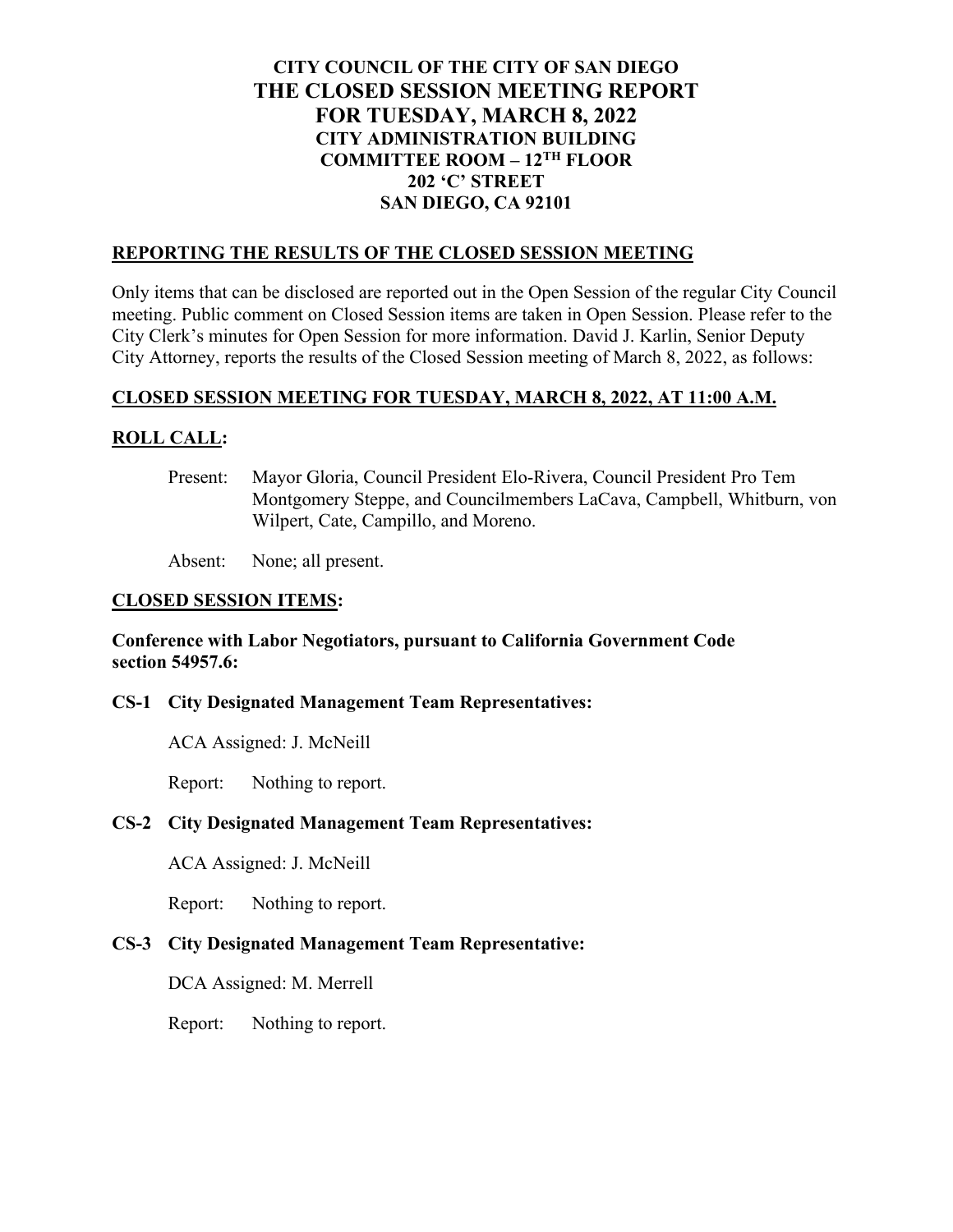# CITY COUNCIL OF THE CITY OF SAN DIEGO
# THE CLOSED SESSION MEETING REPORT
# FOR TUESDAY, MARCH 8, 2022
## CITY ADMINISTRATION BUILDING
## COMMITTEE ROOM – 12TH FLOOR
## 202 'C' STREET
## SAN DIEGO, CA 92101

## REPORTING THE RESULTS OF THE CLOSED SESSION MEETING

Only items that can be disclosed are reported out in the Open Session of the regular City Council meeting. Public comment on Closed Session items are taken in Open Session. Please refer to the City Clerk's minutes for Open Session for more information. David J. Karlin, Senior Deputy City Attorney, reports the results of the Closed Session meeting of March 8, 2022, as follows:

## CLOSED SESSION MEETING FOR TUESDAY, MARCH 8, 2022, AT 11:00 A.M.

## ROLL CALL:

Present: Mayor Gloria, Council President Elo-Rivera, Council President Pro Tem Montgomery Steppe, and Councilmembers LaCava, Campbell, Whitburn, von Wilpert, Cate, Campillo, and Moreno.

Absent: None; all present.

## CLOSED SESSION ITEMS:

**Conference with Labor Negotiators, pursuant to California Government Code section 54957.6:**

### CS-1 City Designated Management Team Representatives:

ACA Assigned: J. McNeill

Report: Nothing to report.

### CS-2 City Designated Management Team Representatives:

ACA Assigned: J. McNeill

Report: Nothing to report.

### CS-3 City Designated Management Team Representative:

DCA Assigned: M. Merrell

Report: Nothing to report.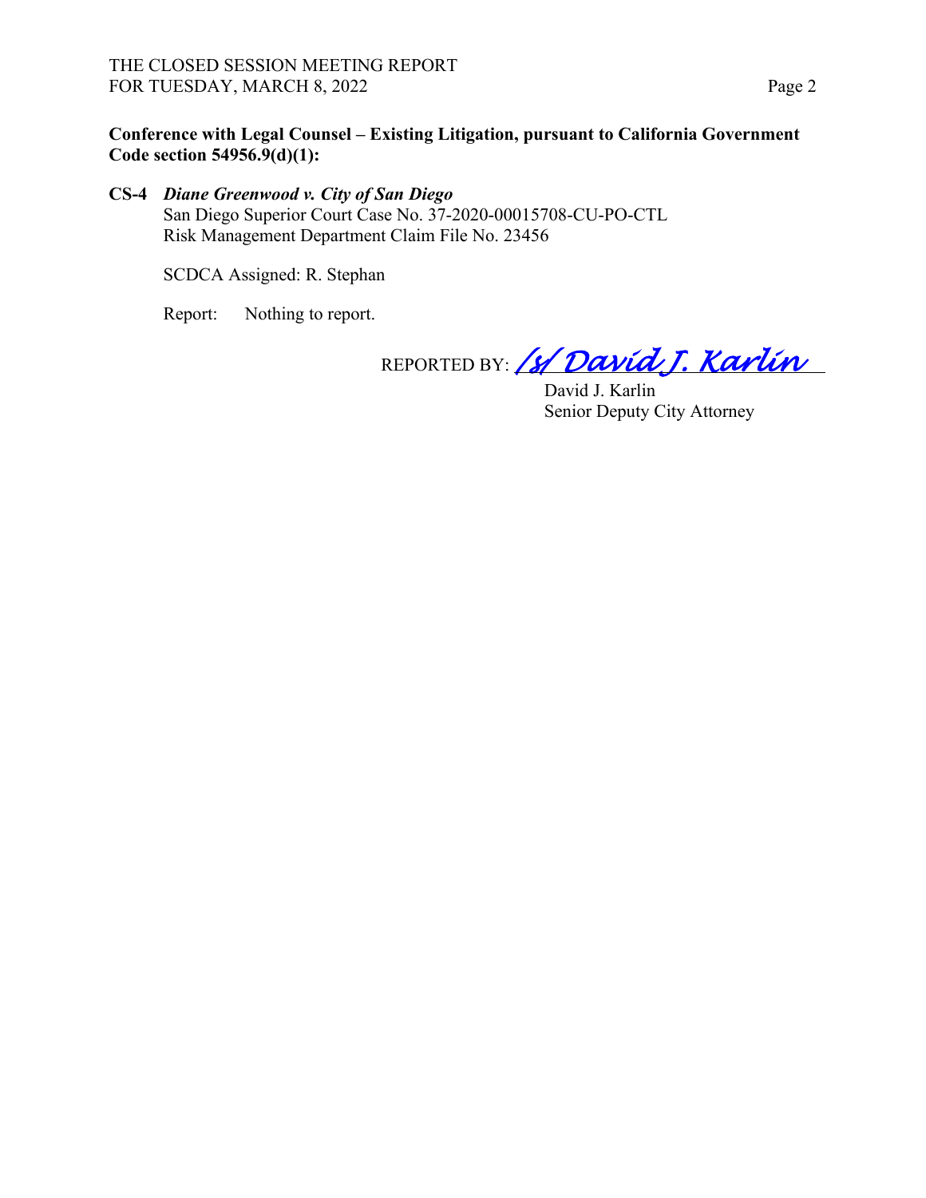**Conference with Legal Counsel – Existing Litigation, pursuant to California Government Code section 54956.9(d)(1):**

**CS-4** ***Diane Greenwood v. City of San Diego***
San Diego Superior Court Case No. 37-2020-00015708-CU-PO-CTL
Risk Management Department Claim File No. 23456

SCDCA Assigned: R. Stephan

Report: Nothing to report.

REPORTED BY: /s/ David J. Karlin
David J. Karlin
Senior Deputy City Attorney